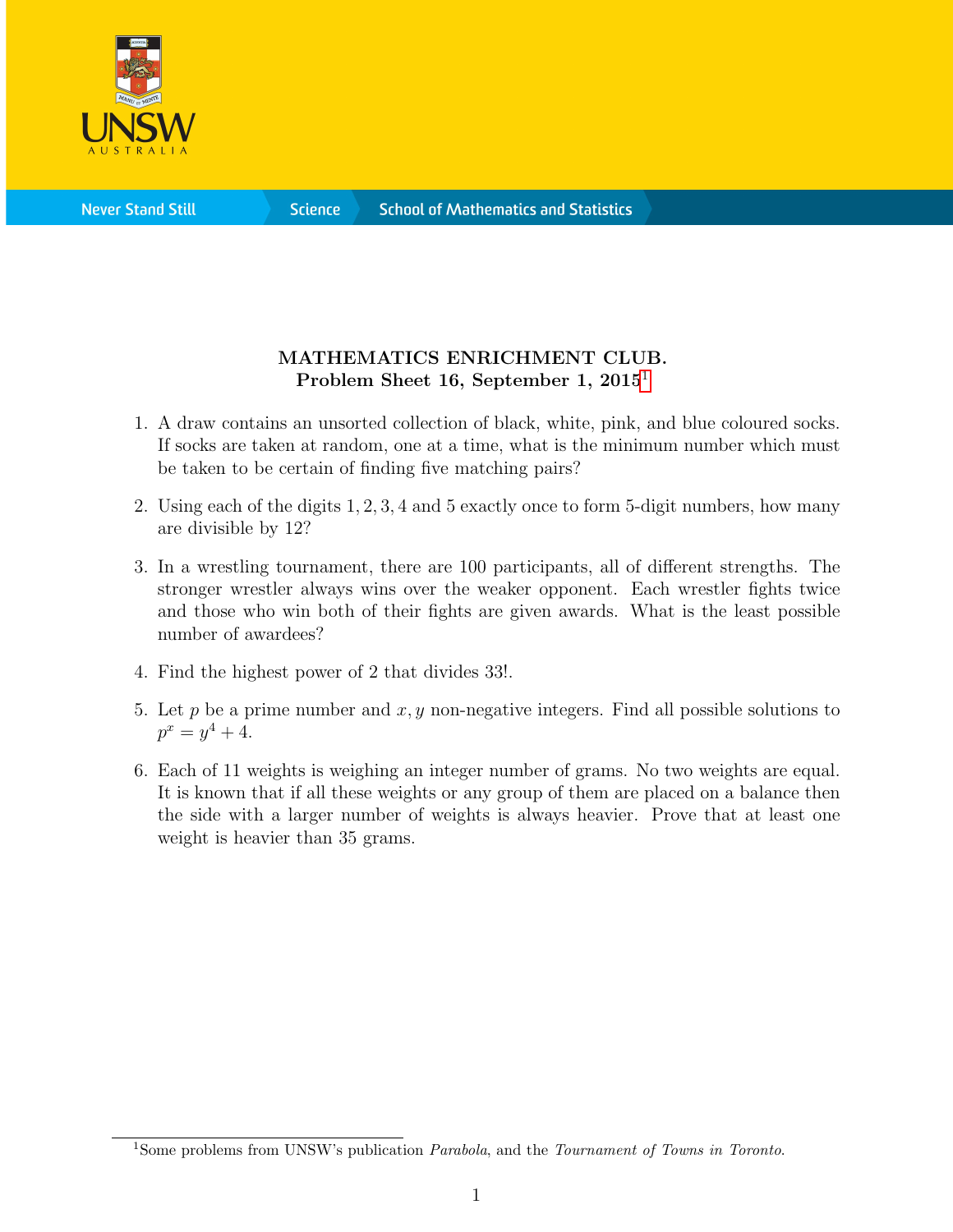## MATHEMATICS ENRICHMENT CLUB.
**Problem Sheet 16, September 1, 2015**[1]

1. A draw contains an unsorted collection of black, white, pink, and blue coloured socks. If socks are taken at random, one at a time, what is the minimum number which must be taken to be certain of finding five matching pairs?

2. Using each of the digits $1, 2, 3, 4$ and $5$ exactly once to form 5-digit numbers, how many are divisible by 12?

3. In a wrestling tournament, there are 100 participants, all of different strengths. The stronger wrestler always wins over the weaker opponent. Each wrestler fights twice and those who win both of their fights are given awards. What is the least possible number of awardees?

4. Find the highest power of 2 that divides $33!$.

5. Let $p$ be a prime number and $x, y$ non-negative integers. Find all possible solutions to $p^x = y^4 + 4$.

6. Each of 11 weights is weighing an integer number of grams. No two weights are equal. It is known that if all these weights or any group of them are placed on a balance then the side with a larger number of weights is always heavier. Prove that at least one weight is heavier than 35 grams.

[1] Some problems from UNSW's publication *Parabola*, and the *Tournament of Towns in Toronto*.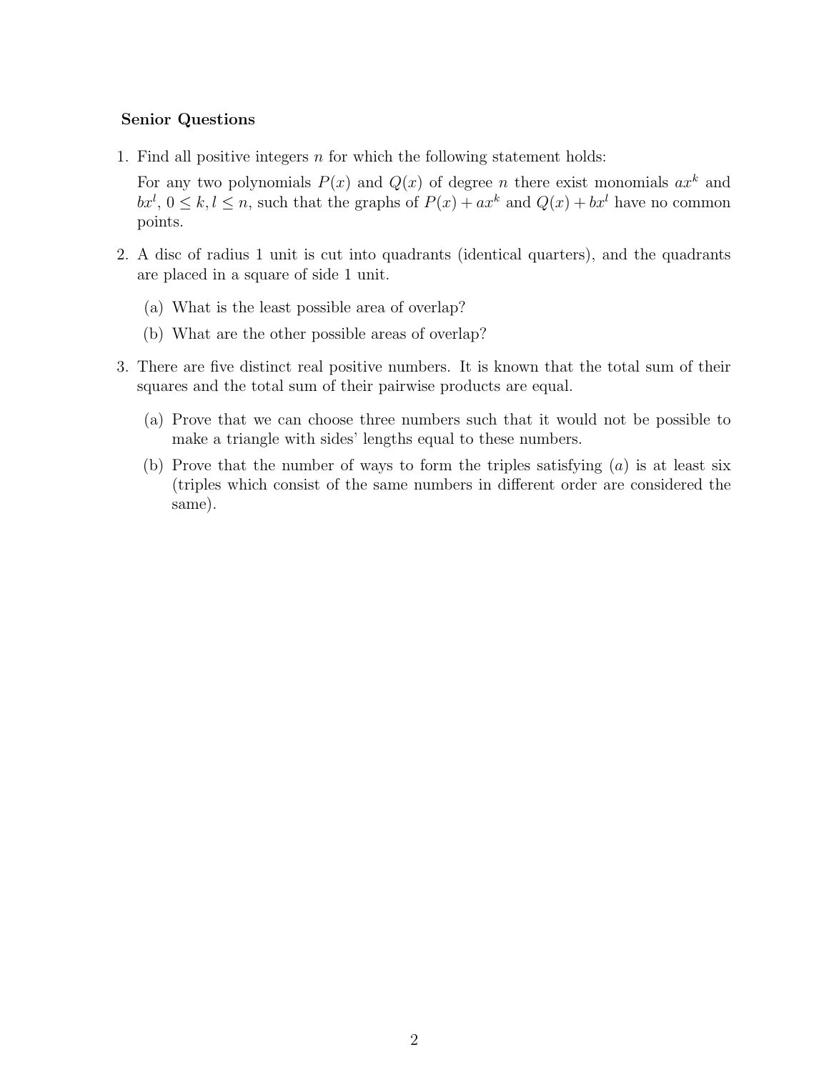**Senior Questions**

1. Find all positive integers $n$ for which the following statement holds:

   For any two polynomials $P(x)$ and $Q(x)$ of degree $n$ there exist monomials $ax^k$ and $bx^l$, $0 \le k, l \le n$, such that the graphs of $P(x) + ax^k$ and $Q(x) + bx^l$ have no common points.

2. A disc of radius 1 unit is cut into quadrants (identical quarters), and the quadrants are placed in a square of side 1 unit.

   (a) What is the least possible area of overlap?

   (b) What are the other possible areas of overlap?

3. There are five distinct real positive numbers. It is known that the total sum of their squares and the total sum of their pairwise products are equal.

   (a) Prove that we can choose three numbers such that it would not be possible to make a triangle with sides' lengths equal to these numbers.

   (b) Prove that the number of ways to form the triples satisfying $(a)$ is at least six (triples which consist of the same numbers in different order are considered the same).